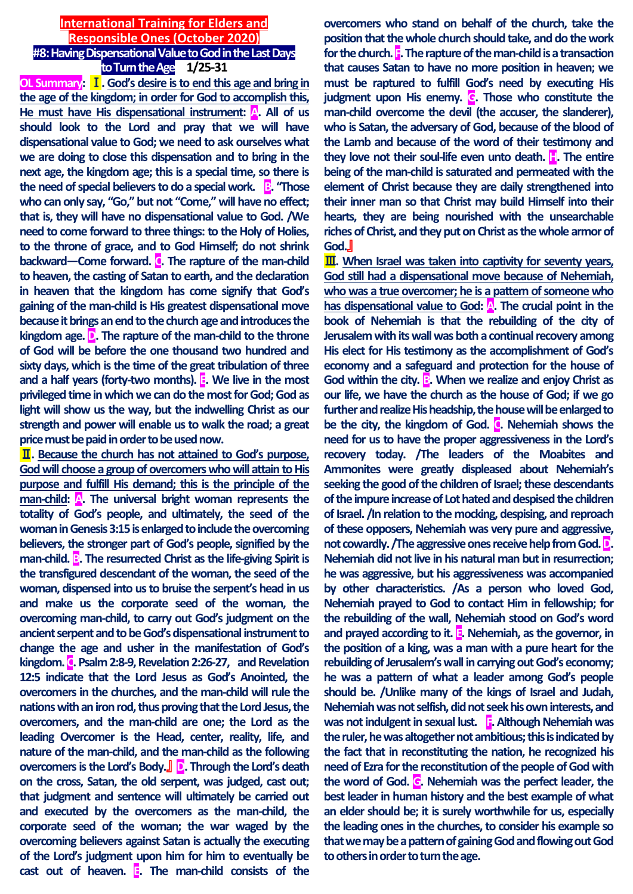# International Training for Elders and Responsible Ones (October 2020)

## #8: Having Dispensational Value to God in the Last Days to Turn the Age 1/25-31

**OL Summary: Ⅰ. God's desire is to end this age and bring in the age of the kingdom; in order for God to accomplish this, He must have His dispensational instrument: A. All of us should look to the Lord and pray that we will have dispensational value to God; we need to ask ourselves what we are doing to close this dispensation and to bring in the next age, the kingdom age; this is a special time, so there is the need of special believers to do a special work. B. "Those who can only say, "Go," but not "Come," will have no effect; that is, they will have no dispensational value to God. /We need to come forward to three things: to the Holy of Holies, to the throne of grace, and to God Himself; do not shrink backward—Come forward. C. The rapture of the man-child to heaven, the casting of Satan to earth, and the declaration in heaven that the kingdom has come signify that God's gaining of the man-child is His greatest dispensational move because it brings an end to the church age and introduces the kingdom age. D. The rapture of the man-child to the throne of God will be before the one thousand two hundred and sixty days, which is the time of the great tribulation of three and a half years (forty-two months). E. We live in the most privileged time in which we can do the most for God; God as light will show us the way, but the indwelling Christ as our strength and power will enable us to walk the road; a great price must be paid in order to be used now.**

**Ⅱ. Because the church has not attained to God's purpose, God will choose a group of overcomers who will attain to His purpose and fulfill His demand; this is the principle of the man-child: A. The universal bright woman represents the totality of God's people, and ultimately, the seed of the woman in Genesis 3:15 is enlarged to include the overcoming believers, the stronger part of God's people, signified by the man-child. B. The resurrected Christ as the life-giving Spirit is the transfigured descendant of the woman, the seed of the woman, dispensed into us to bruise the serpent's head in us and make us the corporate seed of the woman, the overcoming man-child, to carry out God's judgment on the ancient serpent and to be God's dispensational instrument to change the age and usher in the manifestation of God's kingdom. C. Psalm 2:8-9, Revelation 2:26-27, and Revelation 12:5 indicate that the Lord Jesus as God's Anointed, the overcomers in the churches, and the man-child will rule the nations with an iron rod, thus proving that the Lord Jesus, the overcomers, and the man-child are one; the Lord as the leading Overcomer is the Head, center, reality, life, and nature of the man-child, and the man-child as the following overcomers is the Lord's Body.』 D. Through the Lord's death on the cross, Satan, the old serpent, was judged, cast out; that judgment and sentence will ultimately be carried out and executed by the overcomers as the man-child, the corporate seed of the woman; the war waged by the overcoming believers against Satan is actually the executing of the Lord's judgment upon him for him to eventually be cast out of heaven. E. The man-child consists of the overcomers who stand on behalf of the church, take the position that the whole church should take, and do the work for the church. F. The rapture of the man-child is a transaction that causes Satan to have no more position in heaven; we must be raptured to fulfill God's need by executing His judgment upon His enemy. G. Those who constitute the man-child overcome the devil (the accuser, the slanderer), who is Satan, the adversary of God, because of the blood of the Lamb and because of the word of their testimony and they love not their soul-life even unto death. H. The entire being of the man-child is saturated and permeated with the element of Christ because they are daily strengthened into their inner man so that Christ may build Himself into their hearts, they are being nourished with the unsearchable riches of Christ, and they put on Christ as the whole armor of God.』**

**Ⅲ. When Israel was taken into captivity for seventy years, God still had a dispensational move because of Nehemiah, who was a true overcomer; he is a pattern of someone who has dispensational value to God: A. The crucial point in the book of Nehemiah is that the rebuilding of the city of Jerusalem with its wall was both a continual recovery among His elect for His testimony as the accomplishment of God's economy and a safeguard and protection for the house of God within the city. B. When we realize and enjoy Christ as our life, we have the church as the house of God; if we go further and realize His headship, the house will be enlarged to be the city, the kingdom of God. C. Nehemiah shows the need for us to have the proper aggressiveness in the Lord's recovery today. /The leaders of the Moabites and Ammonites were greatly displeased about Nehemiah's seeking the good of the children of Israel; these descendants of the impure increase of Lot hated and despised the children of Israel. /In relation to the mocking, despising, and reproach of these opposers, Nehemiah was very pure and aggressive, not cowardly. /The aggressive ones receive help from God. D. Nehemiah did not live in his natural man but in resurrection; he was aggressive, but his aggressiveness was accompanied by other characteristics. /As a person who loved God, Nehemiah prayed to God to contact Him in fellowship; for the rebuilding of the wall, Nehemiah stood on God's word and prayed according to it. E. Nehemiah, as the governor, in the position of a king, was a man with a pure heart for the rebuilding of Jerusalem's wall in carrying out God's economy; he was a pattern of what a leader among God's people should be. /Unlike many of the kings of Israel and Judah, Nehemiah was not selfish, did not seek his own interests, and was not indulgent in sexual lust. F. Although Nehemiah was the ruler, he was altogether not ambitious; this is indicated by the fact that in reconstituting the nation, he recognized his need of Ezra for the reconstitution of the people of God with the word of God. G. Nehemiah was the perfect leader, the best leader in human history and the best example of what an elder should be; it is surely worthwhile for us, especially the leading ones in the churches, to consider his example so that we may be a pattern of gaining God and flowing out God to others in order to turn the age.**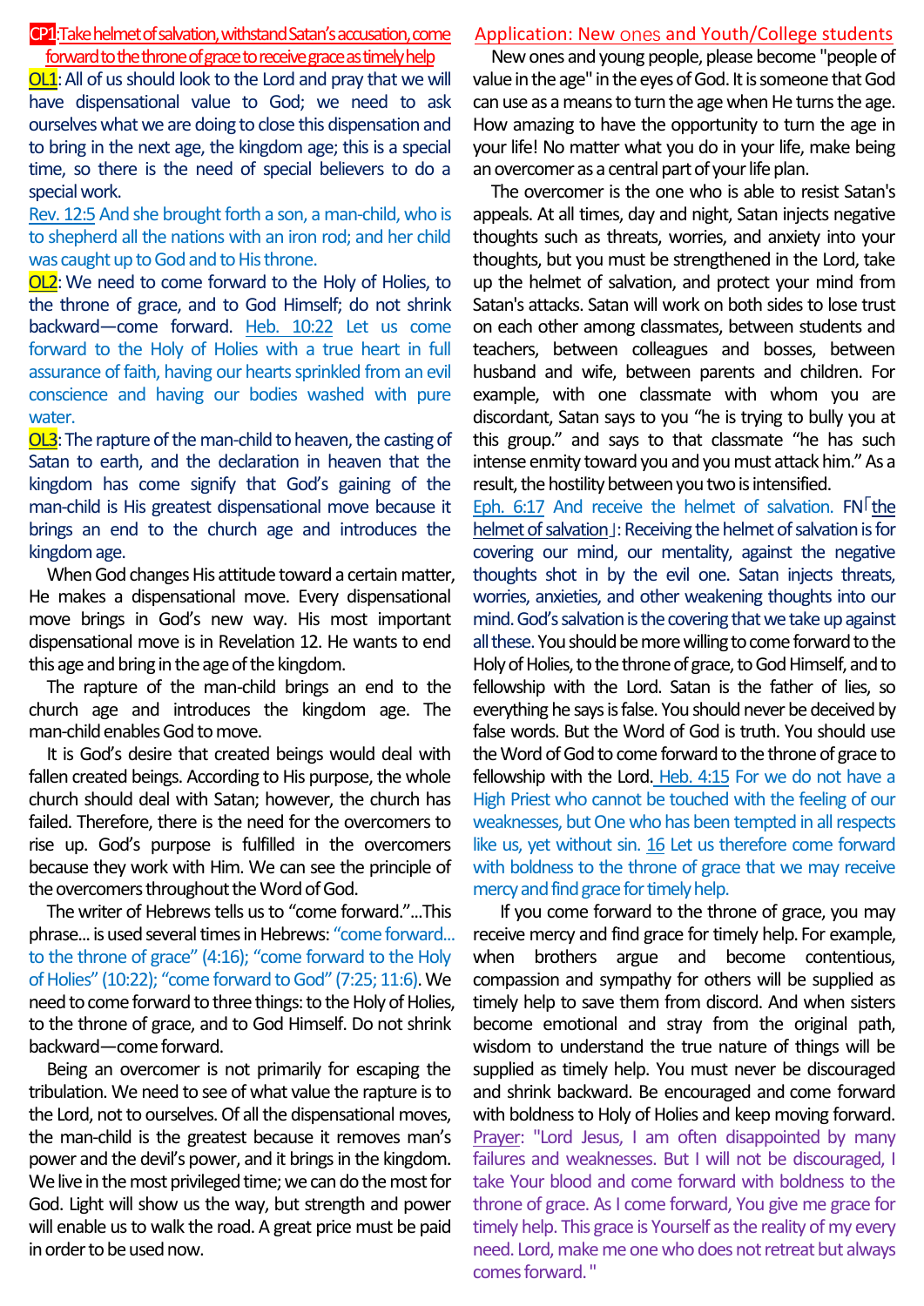**CP1**: Take helmet of salvation, withstand Satan's accusation, come forward to the throne of grace to receive grace as timely help

**OL1**: All of us should look to the Lord and pray that we will have dispensational value to God; we need to ask ourselves what we are doing to close this dispensation and to bring in the next age, the kingdom age; this is a special time, so there is the need of special believers to do a special work.

Rev. 12:5 And she brought forth a son, a man-child, who is to shepherd all the nations with an iron rod; and her child was caught up to God and to His throne.

**OL2**: We need to come forward to the Holy of Holies, to the throne of grace, and to God Himself; do not shrink backward—come forward. Heb. 10:22 Let us come forward to the Holy of Holies with a true heart in full assurance of faith, having our hearts sprinkled from an evil conscience and having our bodies washed with pure water.

**OL3**: The rapture of the man-child to heaven, the casting of Satan to earth, and the declaration in heaven that the kingdom has come signify that God's gaining of the man-child is His greatest dispensational move because it brings an end to the church age and introduces the kingdom age.

When God changes His attitude toward a certain matter, He makes a dispensational move. Every dispensational move brings in God's new way. His most important dispensational move is in Revelation 12. He wants to end this age and bring in the age of the kingdom.

The rapture of the man-child brings an end to the church age and introduces the kingdom age. The man-child enables God to move.

It is God's desire that created beings would deal with fallen created beings. According to His purpose, the whole church should deal with Satan; however, the church has failed. Therefore, there is the need for the overcomers to rise up. God's purpose is fulfilled in the overcomers because they work with Him. We can see the principle of the overcomers throughout the Word of God.

The writer of Hebrews tells us to "come forward."...This phrase... is used several times in Hebrews: "come forward... to the throne of grace" (4:16); "come forward to the Holy of Holies" (10:22); "come forward to God" (7:25; 11:6). We need to come forward to three things: to the Holy of Holies, to the throne of grace, and to God Himself. Do not shrink backward—come forward.

Being an overcomer is not primarily for escaping the tribulation. We need to see of what value the rapture is to the Lord, not to ourselves. Of all the dispensational moves, the man-child is the greatest because it removes man's power and the devil's power, and it brings in the kingdom. We live in the most privileged time; we can do the most for God. Light will show us the way, but strength and power will enable us to walk the road. A great price must be paid in order to be used now.

## Application: New ones and Youth/College students

New ones and young people, please become "people of value in the age" in the eyes of God. It is someone that God can use as a means to turn the age when He turns the age. How amazing to have the opportunity to turn the age in your life! No matter what you do in your life, make being an overcomer as a central part of your life plan.

The overcomer is the one who is able to resist Satan's appeals. At all times, day and night, Satan injects negative thoughts such as threats, worries, and anxiety into your thoughts, but you must be strengthened in the Lord, take up the helmet of salvation, and protect your mind from Satan's attacks. Satan will work on both sides to lose trust on each other among classmates, between students and teachers, between colleagues and bosses, between husband and wife, between parents and children. For example, with one classmate with whom you are discordant, Satan says to you "he is trying to bully you at this group." and says to that classmate "he has such intense enmity toward you and you must attack him." As a result, the hostility between you two is intensified.

Eph. 6:17 And receive the helmet of salvation. FN「the helmet of salvation」: Receiving the helmet of salvation is for covering our mind, our mentality, against the negative thoughts shot in by the evil one. Satan injects threats, worries, anxieties, and other weakening thoughts into our mind. God's salvation is the covering that we take up against all these. You should be more willing to come forward to the Holy of Holies, to the throne of grace, to God Himself, and to fellowship with the Lord. Satan is the father of lies, so everything he says is false. You should never be deceived by false words. But the Word of God is truth. You should use the Word of God to come forward to the throne of grace to fellowship with the Lord. Heb. 4:15 For we do not have a High Priest who cannot be touched with the feeling of our weaknesses, but One who has been tempted in all respects like us, yet without sin. 16 Let us therefore come forward with boldness to the throne of grace that we may receive mercy and find grace for timely help.

If you come forward to the throne of grace, you may receive mercy and find grace for timely help. For example, when brothers argue and become contentious, compassion and sympathy for others will be supplied as timely help to save them from discord. And when sisters become emotional and stray from the original path, wisdom to understand the true nature of things will be supplied as timely help. You must never be discouraged and shrink backward. Be encouraged and come forward with boldness to Holy of Holies and keep moving forward.

Prayer: "Lord Jesus, I am often disappointed by many failures and weaknesses. But I will not be discouraged, I take Your blood and come forward with boldness to the throne of grace. As I come forward, You give me grace for timely help. This grace is Yourself as the reality of my every need. Lord, make me one who does not retreat but always comes forward."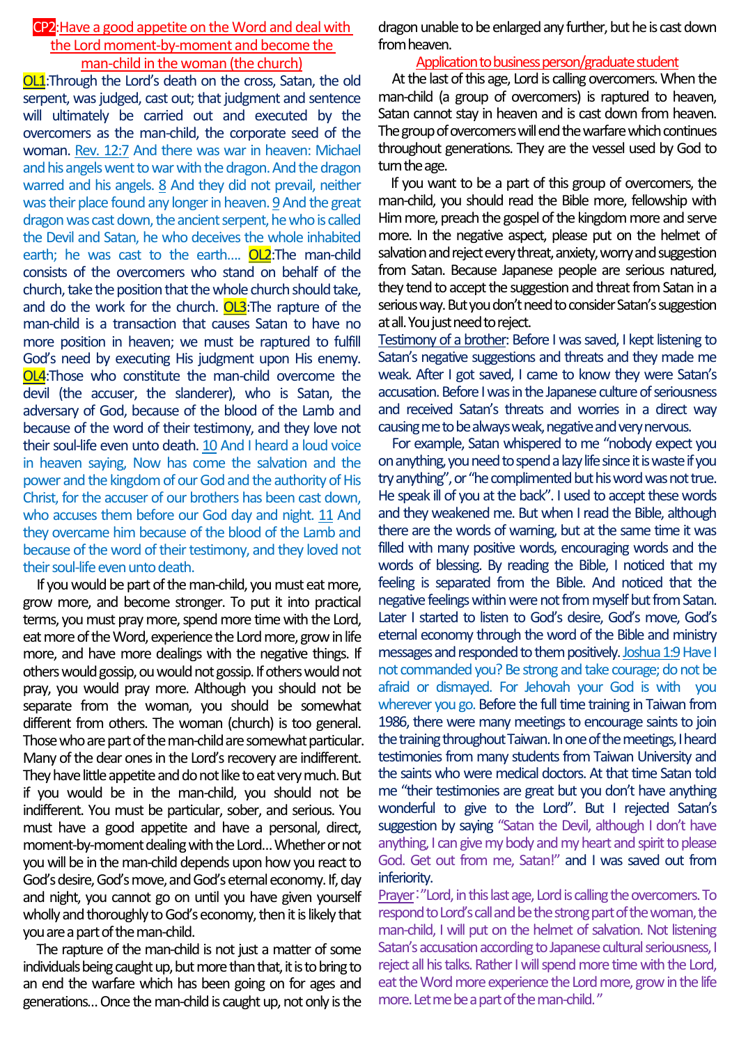## CP2:Have a good appetite on the Word and deal with the Lord moment-by-moment and become the man-child in the woman (the church)

**OL1**:Through the Lord's death on the cross, Satan, the old serpent, was judged, cast out; that judgment and sentence will ultimately be carried out and executed by the overcomers as the man-child, the corporate seed of the woman. Rev. 12:7 And there was war in heaven: Michael and his angels went to war with the dragon. And the dragon warred and his angels. 8 And they did not prevail, neither was their place found any longer in heaven. 9 And the great dragon was cast down, the ancient serpent, he who is called the Devil and Satan, he who deceives the whole inhabited earth; he was cast to the earth…. **OL2**:The man-child consists of the overcomers who stand on behalf of the church, take the position that the whole church should take, and do the work for the church. **OL3**:The rapture of the man-child is a transaction that causes Satan to have no more position in heaven; we must be raptured to fulfill God's need by executing His judgment upon His enemy. **OL4**:Those who constitute the man-child overcome the devil (the accuser, the slanderer), who is Satan, the adversary of God, because of the blood of the Lamb and because of the word of their testimony, and they love not their soul-life even unto death. 10 And I heard a loud voice in heaven saying, Now has come the salvation and the power and the kingdom of our God and the authority of His Christ, for the accuser of our brothers has been cast down, who accuses them before our God day and night. 11 And they overcame him because of the blood of the Lamb and because of the word of their testimony, and they loved not their soul-life even unto death.

If you would be part of the man-child, you must eat more, grow more, and become stronger. To put it into practical terms, you must pray more, spend more time with the Lord, eat more of the Word, experience the Lord more, grow in life more, and have more dealings with the negative things. If others would gossip, ou would not gossip. If others would not pray, you would pray more. Although you should not be separate from the woman, you should be somewhat different from others. The woman (church) is too general. Those who are part of the man-child are somewhat particular. Many of the dear ones in the Lord's recovery are indifferent. They have little appetite and do not like to eat very much. But if you would be in the man-child, you should not be indifferent. You must be particular, sober, and serious. You must have a good appetite and have a personal, direct, moment-by-moment dealing with the Lord… Whether or not you will be in the man-child depends upon how you react to God's desire, God's move, and God's eternal economy. If, day and night, you cannot go on until you have given yourself wholly and thoroughly to God's economy, then it is likely that you are a part of the man-child.

The rapture of the man-child is not just a matter of some individuals being caught up, but more than that, it is to bring to an end the warfare which has been going on for ages and generations… Once the man-child is caught up, not only is the dragon unable to be enlarged any further, but he is cast down from heaven.

### Application to business person/graduate student

At the last of this age, Lord is calling overcomers. When the man-child (a group of overcomers) is raptured to heaven, Satan cannot stay in heaven and is cast down from heaven. The group of overcomers will end the warfare which continues throughout generations. They are the vessel used by God to turn the age.

If you want to be a part of this group of overcomers, the man-child, you should read the Bible more, fellowship with Him more, preach the gospel of the kingdom more and serve more. In the negative aspect, please put on the helmet of salvation and reject every threat, anxiety, worry and suggestion from Satan. Because Japanese people are serious natured, they tend to accept the suggestion and threat from Satan in a serious way. But you don't need to consider Satan's suggestion at all. You just need to reject.

Testimony of a brother: Before I was saved, I kept listening to Satan's negative suggestions and threats and they made me weak. After I got saved, I came to know they were Satan's accusation. Before I was in the Japanese culture of seriousness and received Satan's threats and worries in a direct way causing me to be always weak, negative and very nervous.

For example, Satan whispered to me "nobody expect you on anything, you need to spend a lazy life since it is waste if you try anything", or "he complimented but his word was not true. He speak ill of you at the back". I used to accept these words and they weakened me. But when I read the Bible, although there are the words of warning, but at the same time it was filled with many positive words, encouraging words and the words of blessing. By reading the Bible, I noticed that my feeling is separated from the Bible. And noticed that the negative feelings within were not from myself but from Satan. Later I started to listen to God's desire, God's move, God's eternal economy through the word of the Bible and ministry messages and responded to them positively. Joshua 1:9 Have I not commanded you? Be strong and take courage; do not be afraid or dismayed. For Jehovah your God is with you wherever you go. Before the full time training in Taiwan from 1986, there were many meetings to encourage saints to join the training throughout Taiwan. In one of the meetings, I heard testimonies from many students from Taiwan University and the saints who were medical doctors. At that time Satan told me "their testimonies are great but you don't have anything wonderful to give to the Lord". But I rejected Satan's suggestion by saying "Satan the Devil, although I don't have anything, I can give my body and my heart and spirit to please God. Get out from me, Satan!" and I was saved out from inferiority.

Prayer:"Lord, in this last age, Lord is calling the overcomers. To respond to Lord's call and be the strong part of the woman, the man-child, I will put on the helmet of salvation. Not listening Satan's accusation according to Japanese cultural seriousness, I reject all his talks. Rather I will spend more time with the Lord, eat the Word more experience the Lord more, grow in the life more. Let me be a part of the man-child."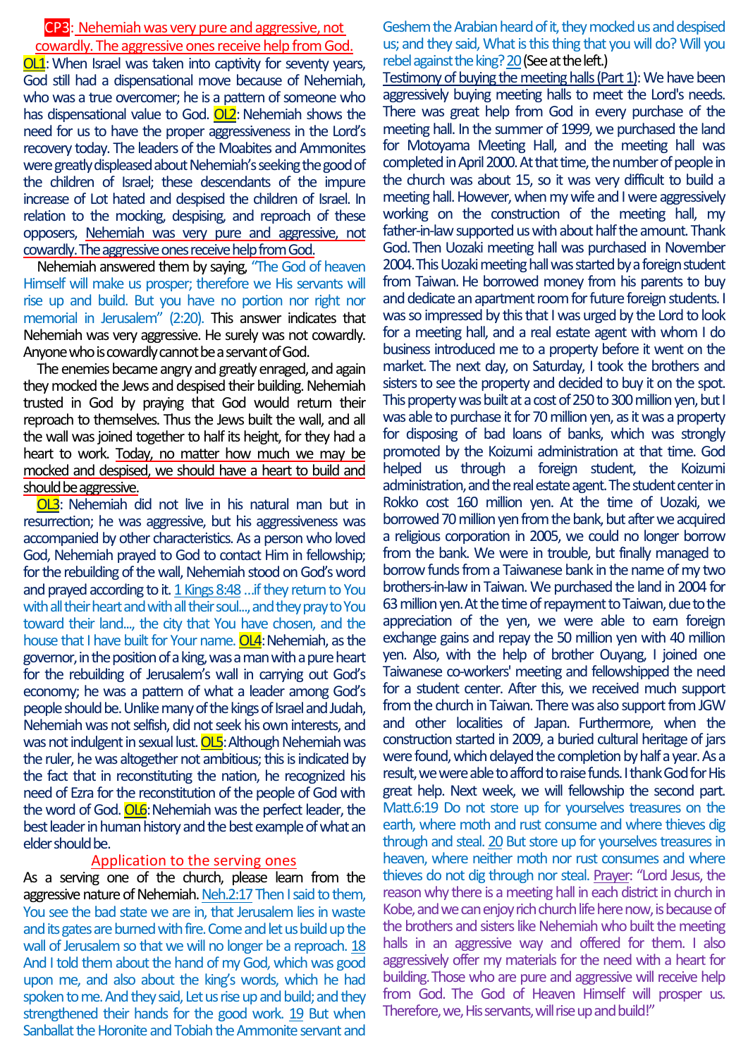## CP3: Nehemiah was very pure and aggressive, not cowardly. The aggressive ones receive help from God.

**OL1**: When Israel was taken into captivity for seventy years, God still had a dispensational move because of Nehemiah, who was a true overcomer; he is a pattern of someone who has dispensational value to God. **OL2**: Nehemiah shows the need for us to have the proper aggressiveness in the Lord's recovery today. The leaders of the Moabites and Ammonites were greatly displeased about Nehemiah's seeking the good of the children of Israel; these descendants of the impure increase of Lot hated and despised the children of Israel. In relation to the mocking, despising, and reproach of these opposers, Nehemiah was very pure and aggressive, not cowardly. The aggressive ones receive help from God.

Nehemiah answered them by saying, "The God of heaven Himself will make us prosper; therefore we His servants will rise up and build. But you have no portion nor right nor memorial in Jerusalem" (2:20). This answer indicates that Nehemiah was very aggressive. He surely was not cowardly. Anyone who is cowardly cannot be a servant of God.

The enemies became angry and greatly enraged, and again they mocked the Jews and despised their building. Nehemiah trusted in God by praying that God would return their reproach to themselves. Thus the Jews built the wall, and all the wall was joined together to half its height, for they had a heart to work. Today, no matter how much we may be mocked and despised, we should have a heart to build and should be aggressive.

**OL3**: Nehemiah did not live in his natural man but in resurrection; he was aggressive, but his aggressiveness was accompanied by other characteristics. As a person who loved God, Nehemiah prayed to God to contact Him in fellowship; for the rebuilding of the wall, Nehemiah stood on God's word and prayed according to it. 1 Kings 8:48 ...if they return to You with all their heart and with all their soul..., and they pray to You toward their land..., the city that You have chosen, and the house that I have built for Your name. **OL4**: Nehemiah, as the governor, in the position of a king, was a man with a pure heart for the rebuilding of Jerusalem's wall in carrying out God's economy; he was a pattern of what a leader among God's people should be. Unlike many of the kings of Israel and Judah, Nehemiah was not selfish, did not seek his own interests, and was not indulgent in sexual lust. **OL5**: Although Nehemiah was the ruler, he was altogether not ambitious; this is indicated by the fact that in reconstituting the nation, he recognized his need of Ezra for the reconstitution of the people of God with the word of God. **OL6**: Nehemiah was the perfect leader, the best leader in human history and the best example of what an elder should be.

### Application to the serving ones

As a serving one of the church, please learn from the aggressive nature of Nehemiah. Neh.2:17 Then I said to them, You see the bad state we are in, that Jerusalem lies in waste and its gates are burned with fire. Come and let us build up the wall of Jerusalem so that we will no longer be a reproach. 18 And I told them about the hand of my God, which was good upon me, and also about the king's words, which he had spoken to me. And they said, Let us rise up and build; and they strengthened their hands for the good work. 19 But when Sanballat the Horonite and Tobiah the Ammonite servant and Geshem the Arabian heard of it, they mocked us and despised us; and they said, What is this thing that you will do? Will you rebel against the king? 20 (See at the left.)

Testimony of buying the meeting halls (Part 1): We have been aggressively buying meeting halls to meet the Lord's needs. There was great help from God in every purchase of the meeting hall. In the summer of 1999, we purchased the land for Motoyama Meeting Hall, and the meeting hall was completed in April 2000. At that time, the number of people in the church was about 15, so it was very difficult to build a meeting hall. However, when my wife and I were aggressively working on the construction of the meeting hall, my father-in-law supported us with about half the amount. Thank God. Then Uozaki meeting hall was purchased in November 2004. This Uozaki meeting hall was started by a foreign student from Taiwan. He borrowed money from his parents to buy and dedicate an apartment room for future foreign students. I was so impressed by this that I was urged by the Lord to look for a meeting hall, and a real estate agent with whom I do business introduced me to a property before it went on the market. The next day, on Saturday, I took the brothers and sisters to see the property and decided to buy it on the spot. This property was built at a cost of 250 to 300 million yen, but I was able to purchase it for 70 million yen, as it was a property for disposing of bad loans of banks, which was strongly promoted by the Koizumi administration at that time. God helped us through a foreign student, the Koizumi administration, and the real estate agent. The student center in Rokko cost 160 million yen. At the time of Uozaki, we borrowed 70 million yen from the bank, but after we acquired a religious corporation in 2005, we could no longer borrow from the bank. We were in trouble, but finally managed to borrow funds from a Taiwanese bank in the name of my two brothers-in-law in Taiwan. We purchased the land in 2004 for 63 million yen. At the time of repayment to Taiwan, due to the appreciation of the yen, we were able to earn foreign exchange gains and repay the 50 million yen with 40 million yen. Also, with the help of brother Ouyang, I joined one Taiwanese co-workers' meeting and fellowshipped the need for a student center. After this, we received much support from the church in Taiwan. There was also support from JGW and other localities of Japan. Furthermore, when the construction started in 2009, a buried cultural heritage of jars were found, which delayed the completion by half a year. As a result, we were able to afford to raise funds. I thank God for His great help. Next week, we will fellowship the second part.

Matt.6:19 Do not store up for yourselves treasures on the earth, where moth and rust consume and where thieves dig through and steal. 20 But store up for yourselves treasures in heaven, where neither moth nor rust consumes and where thieves do not dig through nor steal.

Prayer: "Lord Jesus, the reason why there is a meeting hall in each district in church in Kobe, and we can enjoy rich church life here now, is because of the brothers and sisters like Nehemiah who built the meeting halls in an aggressive way and offered for them. I also aggressively offer my materials for the need with a heart for building. Those who are pure and aggressive will receive help from God. The God of Heaven Himself will prosper us. Therefore, we, His servants, will rise up and build!"